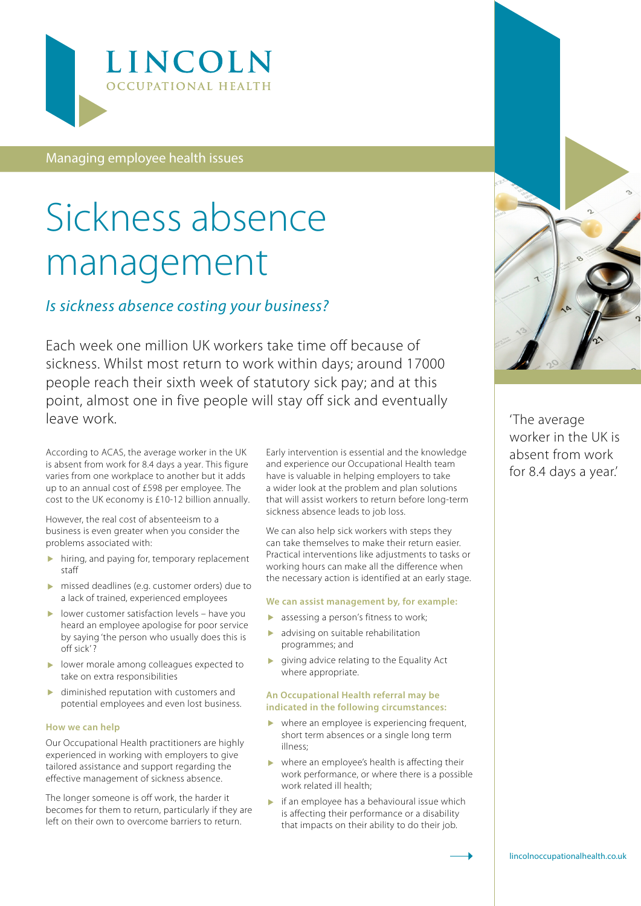LINCOLN
OCCUPATIONAL HEALTH

Managing employee health issues

# Sickness absence management

*Is sickness absence costing your business?*

Each week one million UK workers take time off because of sickness. Whilst most return to work within days; around 17000 people reach their sixth week of statutory sick pay; and at this point, almost one in five people will stay off sick and eventually leave work.

According to ACAS, the average worker in the UK is absent from work for 8.4 days a year. This figure varies from one workplace to another but it adds up to an annual cost of £598 per employee. The cost to the UK economy is £10-12 billion annually.

However, the real cost of absenteeism to a business is even greater when you consider the problems associated with:

- hiring, and paying for, temporary replacement staff
- missed deadlines (e.g. customer orders) due to a lack of trained, experienced employees
- lower customer satisfaction levels – have you heard an employee apologise for poor service by saying 'the person who usually does this is off sick' ?
- lower morale among colleagues expected to take on extra responsibilities
- diminished reputation with customers and potential employees and even lost business.

### How we can help

Our Occupational Health practitioners are highly experienced in working with employers to give tailored assistance and support regarding the effective management of sickness absence.

The longer someone is off work, the harder it becomes for them to return, particularly if they are left on their own to overcome barriers to return.

Early intervention is essential and the knowledge and experience our Occupational Health team have is valuable in helping employers to take a wider look at the problem and plan solutions that will assist workers to return before long-term sickness absence leads to job loss.

We can also help sick workers with steps they can take themselves to make their return easier. Practical interventions like adjustments to tasks or working hours can make all the difference when the necessary action is identified at an early stage.

### We can assist management by, for example:

- assessing a person's fitness to work;
- advising on suitable rehabilitation programmes; and
- giving advice relating to the Equality Act where appropriate.

### An Occupational Health referral may be indicated in the following circumstances:

- where an employee is experiencing frequent, short term absences or a single long term illness;
- where an employee's health is affecting their work performance, or where there is a possible work related ill health;
- if an employee has a behavioural issue which is affecting their performance or a disability that impacts on their ability to do their job.

'The average worker in the UK is absent from work for 8.4 days a year.'

lincolnoccupationalhealth.co.uk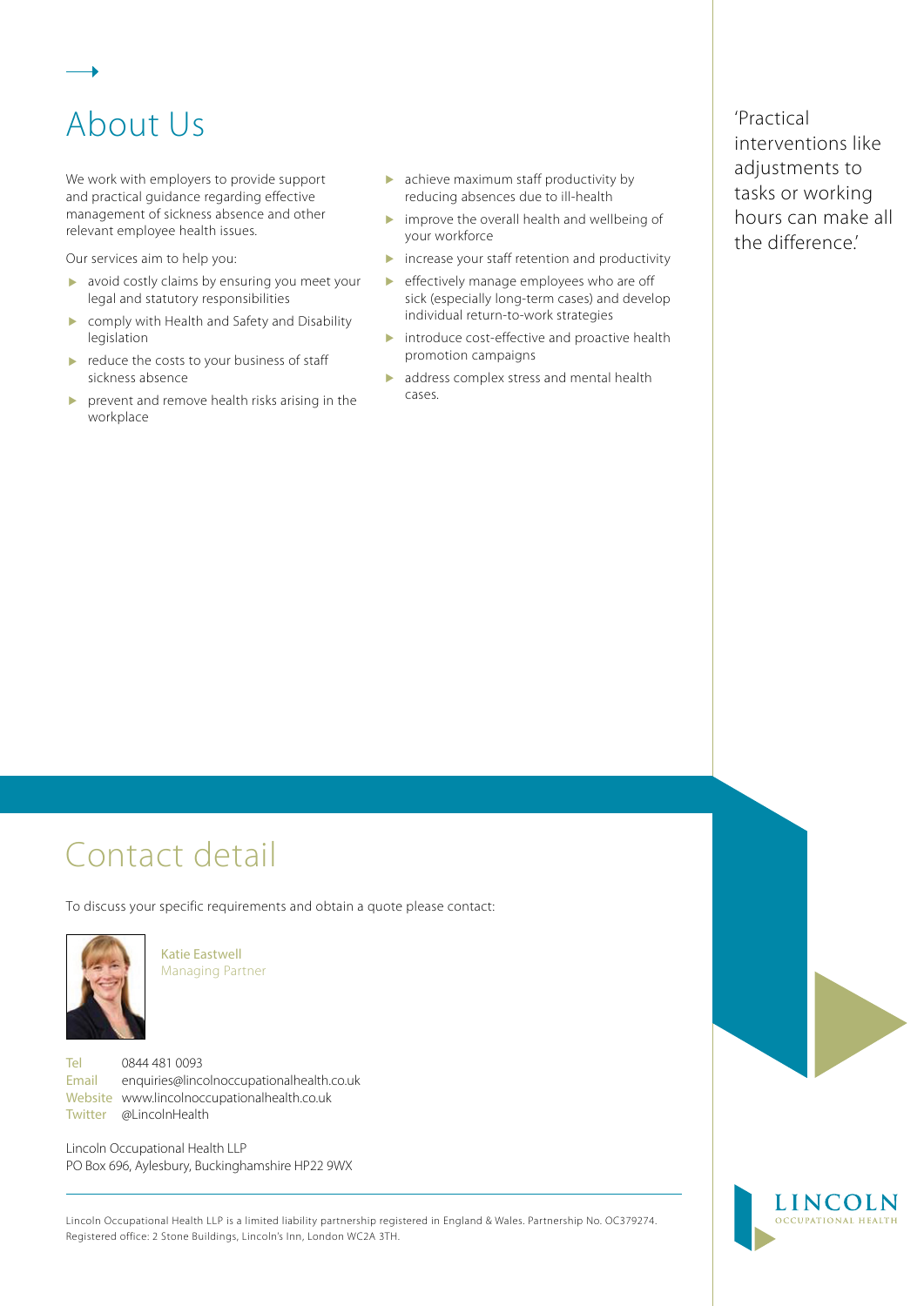# About Us

We work with employers to provide support and practical guidance regarding effective management of sickness absence and other relevant employee health issues.

Our services aim to help you:

- avoid costly claims by ensuring you meet your legal and statutory responsibilities
- comply with Health and Safety and Disability legislation
- reduce the costs to your business of staff sickness absence
- prevent and remove health risks arising in the workplace
- achieve maximum staff productivity by reducing absences due to ill-health
- improve the overall health and wellbeing of your workforce
- increase your staff retention and productivity
- effectively manage employees who are off sick (especially long-term cases) and develop individual return-to-work strategies
- introduce cost-effective and proactive health promotion campaigns
- address complex stress and mental health cases.

'Practical interventions like adjustments to tasks or working hours can make all the difference.'

# Contact detail

To discuss your specific requirements and obtain a quote please contact:

Katie Eastwell
Managing Partner

Tel 0844 481 0093
Email enquiries@lincolnoccupationalhealth.co.uk
Website www.lincolnoccupationalhealth.co.uk
Twitter @LincolnHealth

Lincoln Occupational Health LLP
PO Box 696, Aylesbury, Buckinghamshire HP22 9WX

Lincoln Occupational Health LLP is a limited liability partnership registered in England & Wales. Partnership No. OC379274.
Registered office: 2 Stone Buildings, Lincoln's Inn, London WC2A 3TH.

LINCOLN
OCCUPATIONAL HEALTH